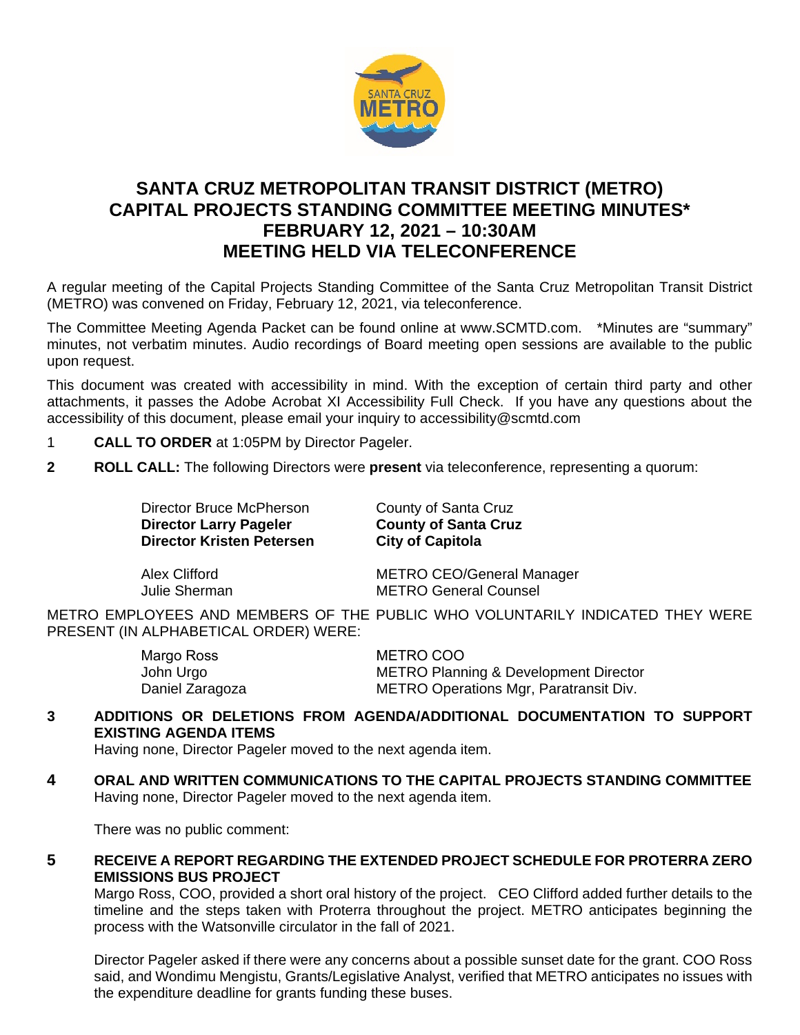# SANTA CRUZ METROPOLITAN TRANSIT DISTRICT (METRO) CAPITAL PROJECTS STANDING COMMITTEE MEETING MINUTES* FEBRUARY 12, 2021 – 10:30AM MEETING HELD VIA TELECONFERENCE

A regular meeting of the Capital Projects Standing Committee of the Santa Cruz Metropolitan Transit District (METRO) was convened on Friday, February 12, 2021, via teleconference.

The Committee Meeting Agenda Packet can be found online at www.SCMTD.com. *Minutes are "summary" minutes, not verbatim minutes. Audio recordings of Board meeting open sessions are available to the public upon request.

This document was created with accessibility in mind. With the exception of certain third party and other attachments, it passes the Adobe Acrobat XI Accessibility Full Check. If you have any questions about the accessibility of this document, please email your inquiry to accessibility@scmtd.com

1 **CALL TO ORDER** at 1:05PM by Director Pageler.

**2 ROLL CALL:** The following Directors were **present** via teleconference, representing a quorum:

| | |
|---|---|
| Director Bruce McPherson | County of Santa Cruz |
| **Director Larry Pageler** | **County of Santa Cruz** |
| **Director Kristen Petersen** | **City of Capitola** |
| Alex Clifford | METRO CEO/General Manager |
| Julie Sherman | METRO General Counsel |

METRO EMPLOYEES AND MEMBERS OF THE PUBLIC WHO VOLUNTARILY INDICATED THEY WERE PRESENT (IN ALPHABETICAL ORDER) WERE:

| | |
|---|---|
| Margo Ross | METRO COO |
| John Urgo | METRO Planning & Development Director |
| Daniel Zaragoza | METRO Operations Mgr, Paratransit Div. |

**3 ADDITIONS OR DELETIONS FROM AGENDA/ADDITIONAL DOCUMENTATION TO SUPPORT EXISTING AGENDA ITEMS**

Having none, Director Pageler moved to the next agenda item.

**4 ORAL AND WRITTEN COMMUNICATIONS TO THE CAPITAL PROJECTS STANDING COMMITTEE**

Having none, Director Pageler moved to the next agenda item.

There was no public comment:

**5 RECEIVE A REPORT REGARDING THE EXTENDED PROJECT SCHEDULE FOR PROTERRA ZERO EMISSIONS BUS PROJECT**

Margo Ross, COO, provided a short oral history of the project. CEO Clifford added further details to the timeline and the steps taken with Proterra throughout the project. METRO anticipates beginning the process with the Watsonville circulator in the fall of 2021.

Director Pageler asked if there were any concerns about a possible sunset date for the grant. COO Ross said, and Wondimu Mengistu, Grants/Legislative Analyst, verified that METRO anticipates no issues with the expenditure deadline for grants funding these buses.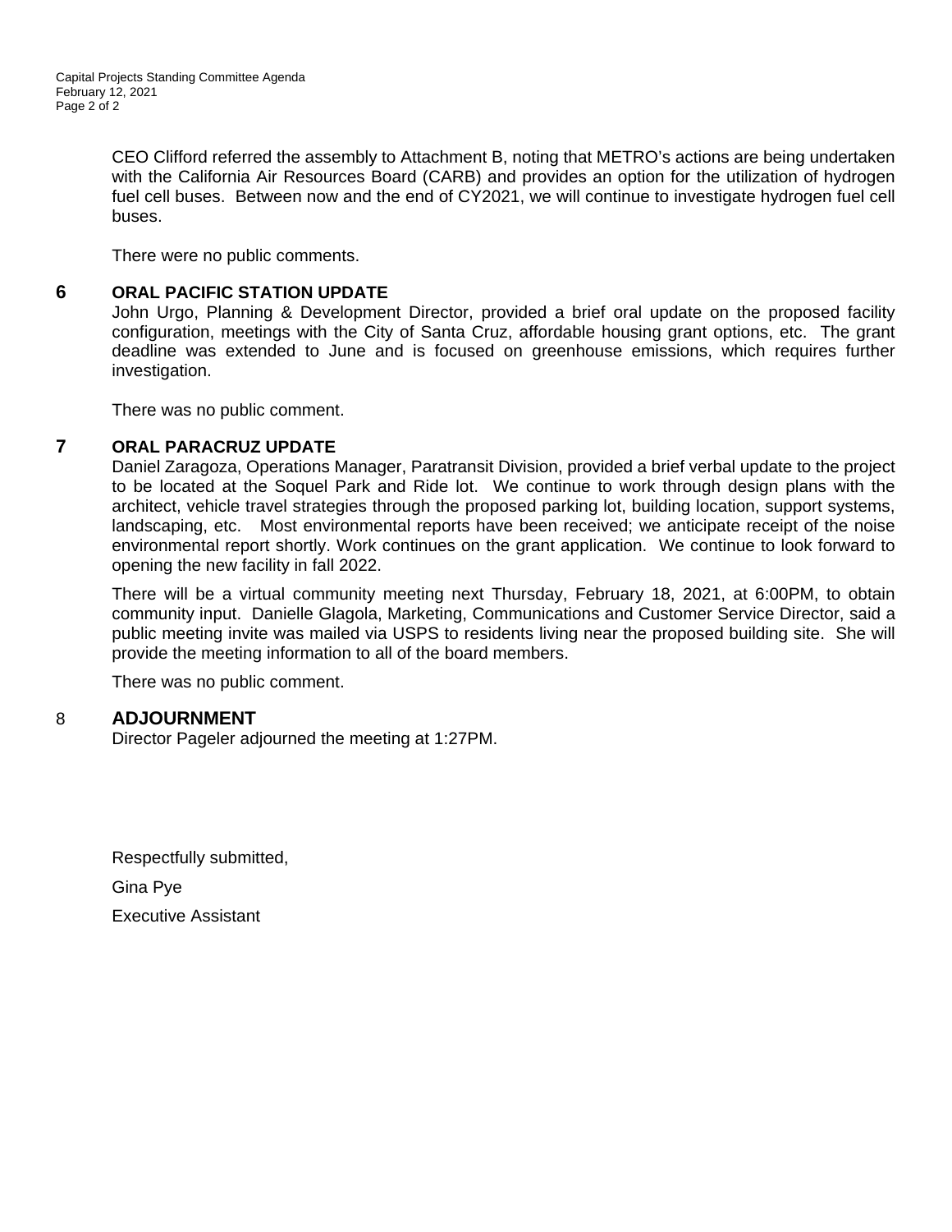CEO Clifford referred the assembly to Attachment B, noting that METRO's actions are being undertaken with the California Air Resources Board (CARB) and provides an option for the utilization of hydrogen fuel cell buses. Between now and the end of CY2021, we will continue to investigate hydrogen fuel cell buses.

There were no public comments.

## 6 ORAL PACIFIC STATION UPDATE

John Urgo, Planning & Development Director, provided a brief oral update on the proposed facility configuration, meetings with the City of Santa Cruz, affordable housing grant options, etc. The grant deadline was extended to June and is focused on greenhouse emissions, which requires further investigation.

There was no public comment.

## 7 ORAL PARACRUZ UPDATE

Daniel Zaragoza, Operations Manager, Paratransit Division, provided a brief verbal update to the project to be located at the Soquel Park and Ride lot. We continue to work through design plans with the architect, vehicle travel strategies through the proposed parking lot, building location, support systems, landscaping, etc. Most environmental reports have been received; we anticipate receipt of the noise environmental report shortly. Work continues on the grant application. We continue to look forward to opening the new facility in fall 2022.

There will be a virtual community meeting next Thursday, February 18, 2021, at 6:00PM, to obtain community input. Danielle Glagola, Marketing, Communications and Customer Service Director, said a public meeting invite was mailed via USPS to residents living near the proposed building site. She will provide the meeting information to all of the board members.

There was no public comment.

## 8 ADJOURNMENT

Director Pageler adjourned the meeting at 1:27PM.

Respectfully submitted,

Gina Pye

Executive Assistant